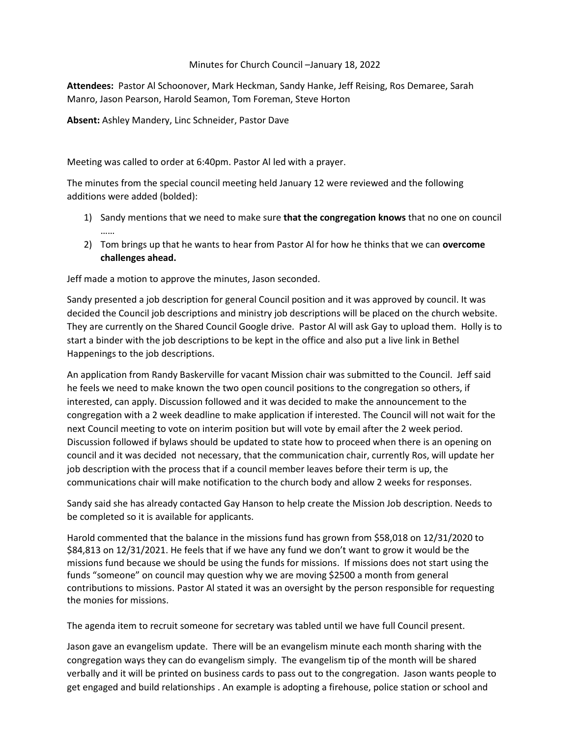Minutes for Church Council –January 18, 2022

**Attendees:** Pastor Al Schoonover, Mark Heckman, Sandy Hanke, Jeff Reising, Ros Demaree, Sarah Manro, Jason Pearson, Harold Seamon, Tom Foreman, Steve Horton

**Absent:** Ashley Mandery, Linc Schneider, Pastor Dave

Meeting was called to order at 6:40pm. Pastor Al led with a prayer.

The minutes from the special council meeting held January 12 were reviewed and the following additions were added (bolded):

1) Sandy mentions that we need to make sure **that the congregation knows** that no one on council ……
2) Tom brings up that he wants to hear from Pastor Al for how he thinks that we can **overcome challenges ahead.**

Jeff made a motion to approve the minutes, Jason seconded.

Sandy presented a job description for general Council position and it was approved by council. It was decided the Council job descriptions and ministry job descriptions will be placed on the church website. They are currently on the Shared Council Google drive. Pastor Al will ask Gay to upload them. Holly is to start a binder with the job descriptions to be kept in the office and also put a live link in Bethel Happenings to the job descriptions.

An application from Randy Baskerville for vacant Mission chair was submitted to the Council. Jeff said he feels we need to make known the two open council positions to the congregation so others, if interested, can apply. Discussion followed and it was decided to make the announcement to the congregation with a 2 week deadline to make application if interested. The Council will not wait for the next Council meeting to vote on interim position but will vote by email after the 2 week period. Discussion followed if bylaws should be updated to state how to proceed when there is an opening on council and it was decided not necessary, that the communication chair, currently Ros, will update her job description with the process that if a council member leaves before their term is up, the communications chair will make notification to the church body and allow 2 weeks for responses.

Sandy said she has already contacted Gay Hanson to help create the Mission Job description. Needs to be completed so it is available for applicants.

Harold commented that the balance in the missions fund has grown from $58,018 on 12/31/2020 to $84,813 on 12/31/2021. He feels that if we have any fund we don't want to grow it would be the missions fund because we should be using the funds for missions. If missions does not start using the funds "someone" on council may question why we are moving $2500 a month from general contributions to missions. Pastor Al stated it was an oversight by the person responsible for requesting the monies for missions.

The agenda item to recruit someone for secretary was tabled until we have full Council present.

Jason gave an evangelism update. There will be an evangelism minute each month sharing with the congregation ways they can do evangelism simply. The evangelism tip of the month will be shared verbally and it will be printed on business cards to pass out to the congregation. Jason wants people to get engaged and build relationships . An example is adopting a firehouse, police station or school and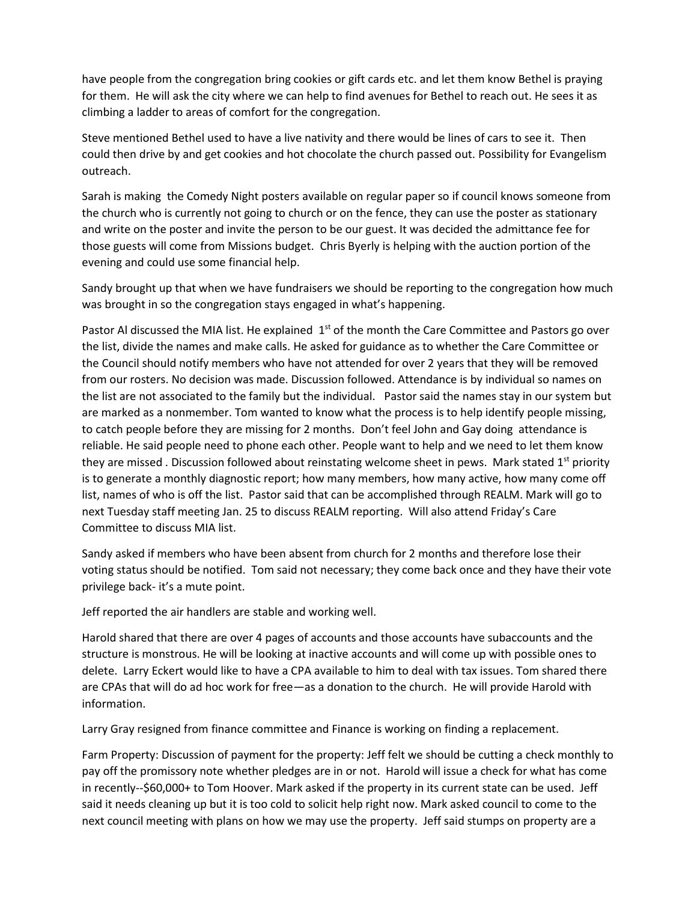have people from the congregation bring cookies or gift cards etc. and let them know Bethel is praying for them. He will ask the city where we can help to find avenues for Bethel to reach out. He sees it as climbing a ladder to areas of comfort for the congregation.

Steve mentioned Bethel used to have a live nativity and there would be lines of cars to see it. Then could then drive by and get cookies and hot chocolate the church passed out. Possibility for Evangelism outreach.

Sarah is making the Comedy Night posters available on regular paper so if council knows someone from the church who is currently not going to church or on the fence, they can use the poster as stationary and write on the poster and invite the person to be our guest. It was decided the admittance fee for those guests will come from Missions budget. Chris Byerly is helping with the auction portion of the evening and could use some financial help.

Sandy brought up that when we have fundraisers we should be reporting to the congregation how much was brought in so the congregation stays engaged in what's happening.

Pastor Al discussed the MIA list. He explained 1st of the month the Care Committee and Pastors go over the list, divide the names and make calls. He asked for guidance as to whether the Care Committee or the Council should notify members who have not attended for over 2 years that they will be removed from our rosters. No decision was made. Discussion followed. Attendance is by individual so names on the list are not associated to the family but the individual. Pastor said the names stay in our system but are marked as a nonmember. Tom wanted to know what the process is to help identify people missing, to catch people before they are missing for 2 months. Don't feel John and Gay doing attendance is reliable. He said people need to phone each other. People want to help and we need to let them know they are missed . Discussion followed about reinstating welcome sheet in pews. Mark stated 1st priority is to generate a monthly diagnostic report; how many members, how many active, how many come off list, names of who is off the list. Pastor said that can be accomplished through REALM. Mark will go to next Tuesday staff meeting Jan. 25 to discuss REALM reporting. Will also attend Friday's Care Committee to discuss MIA list.

Sandy asked if members who have been absent from church for 2 months and therefore lose their voting status should be notified. Tom said not necessary; they come back once and they have their vote privilege back- it's a mute point.

Jeff reported the air handlers are stable and working well.

Harold shared that there are over 4 pages of accounts and those accounts have subaccounts and the structure is monstrous. He will be looking at inactive accounts and will come up with possible ones to delete. Larry Eckert would like to have a CPA available to him to deal with tax issues. Tom shared there are CPAs that will do ad hoc work for free—as a donation to the church. He will provide Harold with information.

Larry Gray resigned from finance committee and Finance is working on finding a replacement.

Farm Property: Discussion of payment for the property: Jeff felt we should be cutting a check monthly to pay off the promissory note whether pledges are in or not. Harold will issue a check for what has come in recently--$60,000+ to Tom Hoover. Mark asked if the property in its current state can be used. Jeff said it needs cleaning up but it is too cold to solicit help right now. Mark asked council to come to the next council meeting with plans on how we may use the property. Jeff said stumps on property are a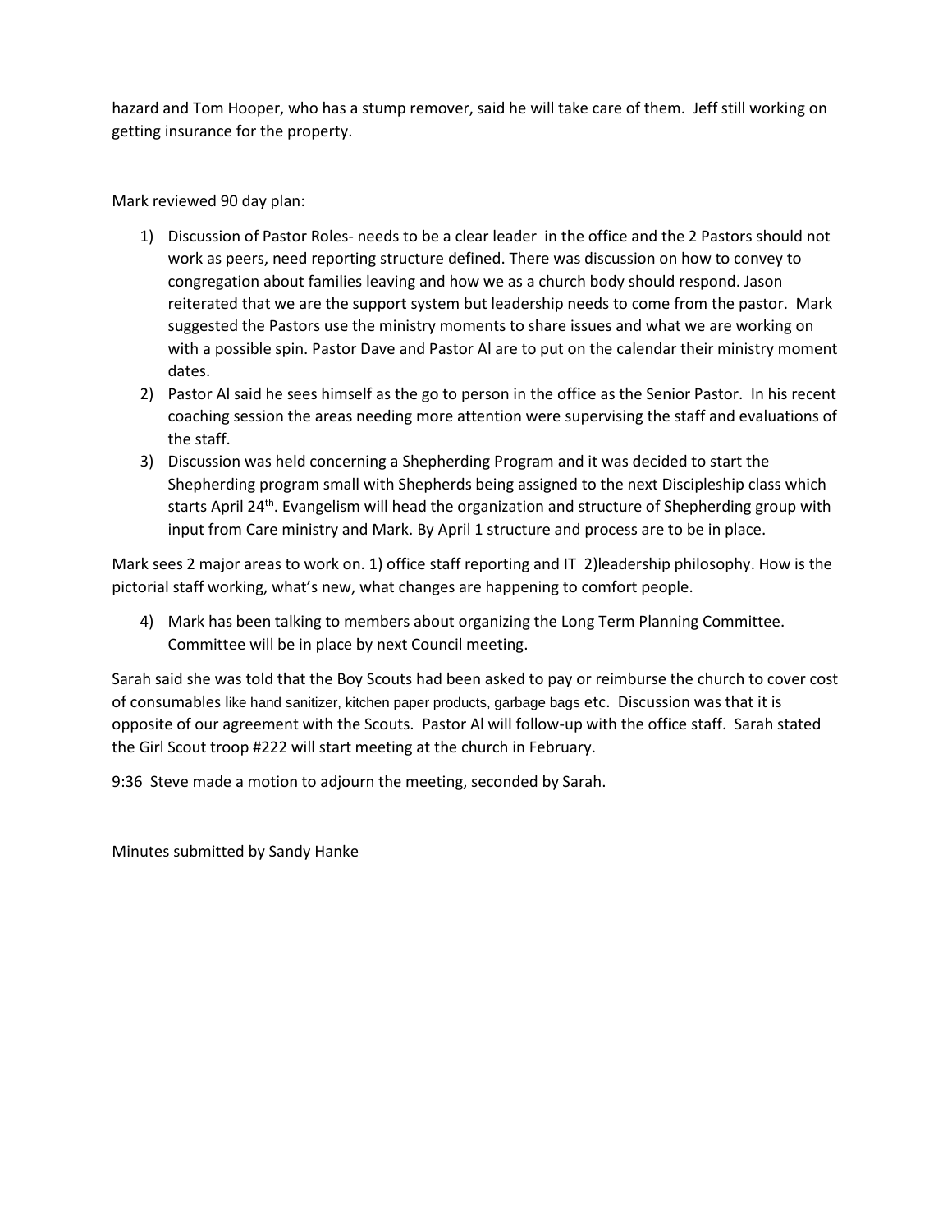hazard and Tom Hooper, who has a stump remover, said he will take care of them. Jeff still working on getting insurance for the property.

Mark reviewed 90 day plan:

1) Discussion of Pastor Roles- needs to be a clear leader in the office and the 2 Pastors should not work as peers, need reporting structure defined. There was discussion on how to convey to congregation about families leaving and how we as a church body should respond. Jason reiterated that we are the support system but leadership needs to come from the pastor. Mark suggested the Pastors use the ministry moments to share issues and what we are working on with a possible spin. Pastor Dave and Pastor Al are to put on the calendar their ministry moment dates.
2) Pastor Al said he sees himself as the go to person in the office as the Senior Pastor. In his recent coaching session the areas needing more attention were supervising the staff and evaluations of the staff.
3) Discussion was held concerning a Shepherding Program and it was decided to start the Shepherding program small with Shepherds being assigned to the next Discipleship class which starts April 24th. Evangelism will head the organization and structure of Shepherding group with input from Care ministry and Mark. By April 1 structure and process are to be in place.

Mark sees 2 major areas to work on. 1) office staff reporting and IT 2)leadership philosophy. How is the pictorial staff working, what's new, what changes are happening to comfort people.

4) Mark has been talking to members about organizing the Long Term Planning Committee. Committee will be in place by next Council meeting.

Sarah said she was told that the Boy Scouts had been asked to pay or reimburse the church to cover cost of consumables like hand sanitizer, kitchen paper products, garbage bags etc. Discussion was that it is opposite of our agreement with the Scouts. Pastor Al will follow-up with the office staff. Sarah stated the Girl Scout troop #222 will start meeting at the church in February.

9:36 Steve made a motion to adjourn the meeting, seconded by Sarah.

Minutes submitted by Sandy Hanke